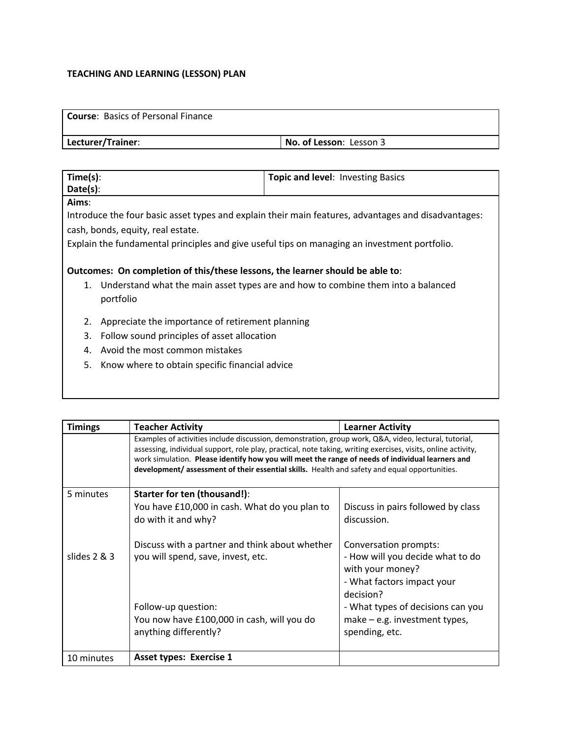**TEACHING AND LEARNING (LESSON) PLAN**

| **Course**: Basics of Personal Finance | |
|---|---|
| **Lecturer/Trainer**: | **No. of Lesson**: Lesson 3 |

| **Time(s)**:<br>**Date(s)**: | **Topic and level**: Investing Basics |
|---|---|

**Aims**:

Introduce the four basic asset types and explain their main features, advantages and disadvantages: cash, bonds, equity, real estate.

Explain the fundamental principles and give useful tips on managing an investment portfolio.

**Outcomes: On completion of this/these lessons, the learner should be able to**:

1. Understand what the main asset types are and how to combine them into a balanced portfolio
2. Appreciate the importance of retirement planning
3. Follow sound principles of asset allocation
4. Avoid the most common mistakes
5. Know where to obtain specific financial advice

| **Timings** | **Teacher Activity** | **Learner Activity** |
|---|---|---|
| | Examples of activities include discussion, demonstration, group work, Q&A, video, lectural, tutorial, assessing, individual support, role play, practical, note taking, writing exercises, visits, online activity, work simulation. **Please identify how you will meet the range of needs of individual learners and development/ assessment of their essential skills.** Health and safety and equal opportunities. | |
| 5 minutes<br><br>slides 2 & 3 | **Starter for ten (thousand!)**:<br>You have £10,000 in cash. What do you plan to do with it and why?<br><br>Discuss with a partner and think about whether you will spend, save, invest, etc.<br><br>Follow-up question:<br>You now have £100,000 in cash, will you do anything differently? | Discuss in pairs followed by class discussion.<br><br>Conversation prompts:<br>- How will you decide what to do with your money?<br>- What factors impact your decision?<br>- What types of decisions can you make – e.g. investment types, spending, etc. |
| 10 minutes | **Asset types: Exercise 1** | |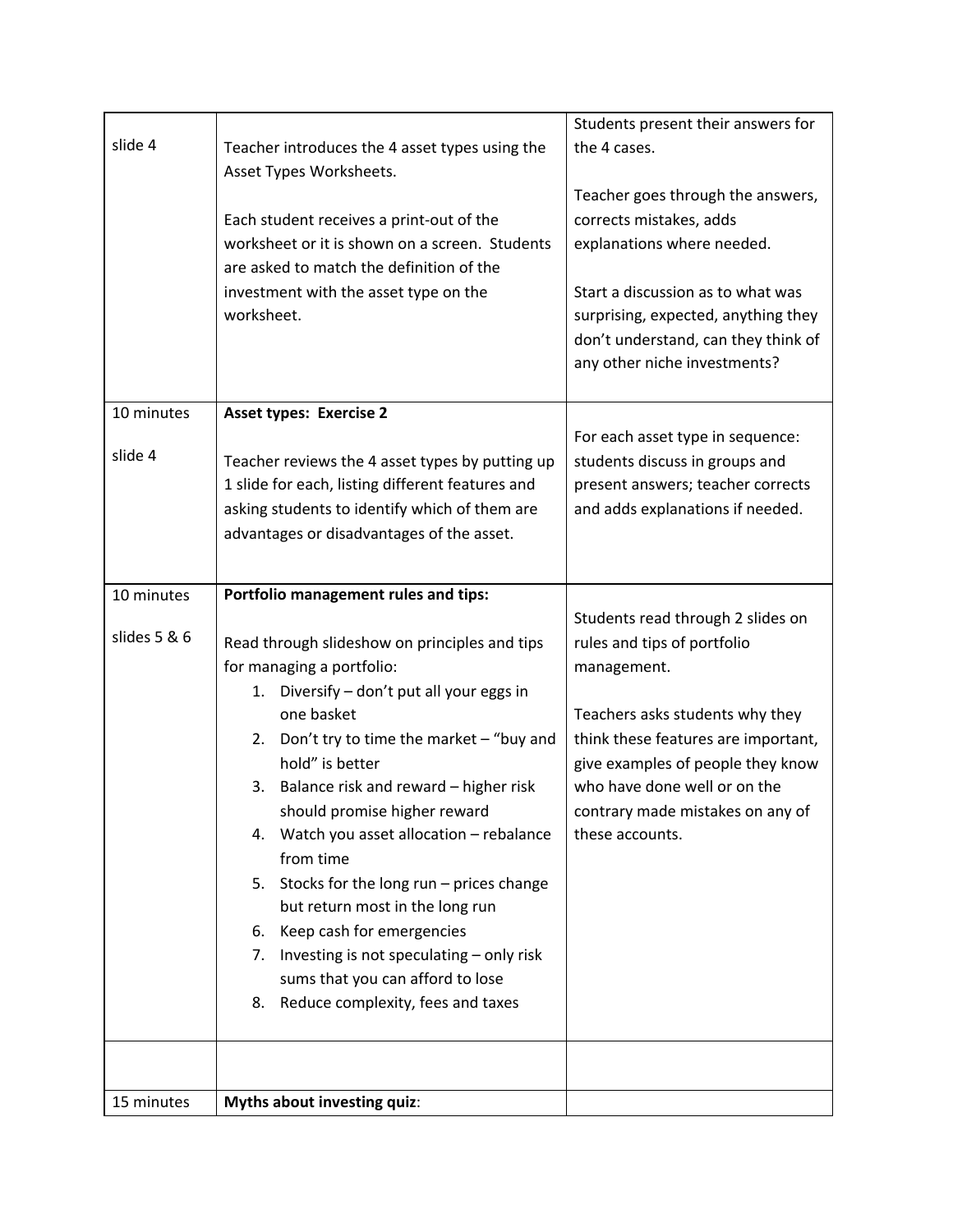| slide 4 | Teacher introduces the 4 asset types using the Asset Types Worksheets.<br><br>Each student receives a print-out of the worksheet or it is shown on a screen. Students are asked to match the definition of the investment with the asset type on the worksheet. | Students present their answers for the 4 cases.<br><br>Teacher goes through the answers, corrects mistakes, adds explanations where needed.<br><br>Start a discussion as to what was surprising, expected, anything they don't understand, can they think of any other niche investments? |
|---|---|---|
| 10 minutes<br><br>slide 4 | **Asset types: Exercise 2**<br><br>Teacher reviews the 4 asset types by putting up 1 slide for each, listing different features and asking students to identify which of them are advantages or disadvantages of the asset. | For each asset type in sequence: students discuss in groups and present answers; teacher corrects and adds explanations if needed. |
| 10 minutes<br><br>slides 5 & 6 | **Portfolio management rules and tips:**<br><br>Read through slideshow on principles and tips for managing a portfolio:<br>1. Diversify – don't put all your eggs in one basket<br>2. Don't try to time the market – "buy and hold" is better<br>3. Balance risk and reward – higher risk should promise higher reward<br>4. Watch you asset allocation – rebalance from time<br>5. Stocks for the long run – prices change but return most in the long run<br>6. Keep cash for emergencies<br>7. Investing is not speculating – only risk sums that you can afford to lose<br>8. Reduce complexity, fees and taxes | Students read through 2 slides on rules and tips of portfolio management.<br><br>Teachers asks students why they think these features are important, give examples of people they know who have done well or on the contrary made mistakes on any of these accounts. |
| | | |
| 15 minutes | **Myths about investing quiz**: | |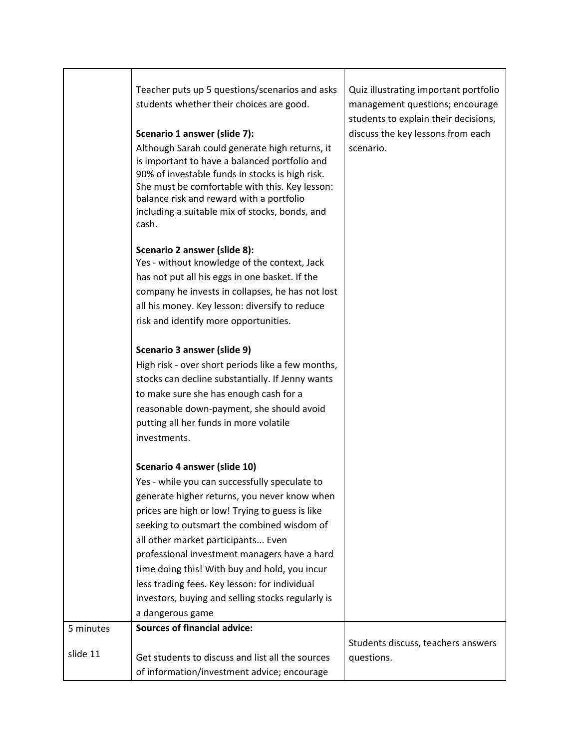| | | |
|---|---|---|
| | Teacher puts up 5 questions/scenarios and asks students whether their choices are good.<br><br>**Scenario 1 answer (slide 7):**<br>Although Sarah could generate high returns, it is important to have a balanced portfolio and 90% of investable funds in stocks is high risk. She must be comfortable with this. Key lesson: balance risk and reward with a portfolio including a suitable mix of stocks, bonds, and cash.<br><br>**Scenario 2 answer (slide 8):**<br>Yes - without knowledge of the context, Jack has not put all his eggs in one basket. If the company he invests in collapses, he has not lost all his money. Key lesson: diversify to reduce risk and identify more opportunities.<br><br>**Scenario 3 answer (slide 9)**<br>High risk - over short periods like a few months, stocks can decline substantially. If Jenny wants to make sure she has enough cash for a reasonable down-payment, she should avoid putting all her funds in more volatile investments.<br><br>**Scenario 4 answer (slide 10)**<br>Yes - while you can successfully speculate to generate higher returns, you never know when prices are high or low! Trying to guess is like seeking to outsmart the combined wisdom of all other market participants... Even professional investment managers have a hard time doing this! With buy and hold, you incur less trading fees. Key lesson: for individual investors, buying and selling stocks regularly is a dangerous game | Quiz illustrating important portfolio management questions; encourage students to explain their decisions, discuss the key lessons from each scenario. |
| 5 minutes<br><br>slide 11 | **Sources of financial advice:**<br><br>Get students to discuss and list all the sources of information/investment advice; encourage | Students discuss, teachers answers questions. |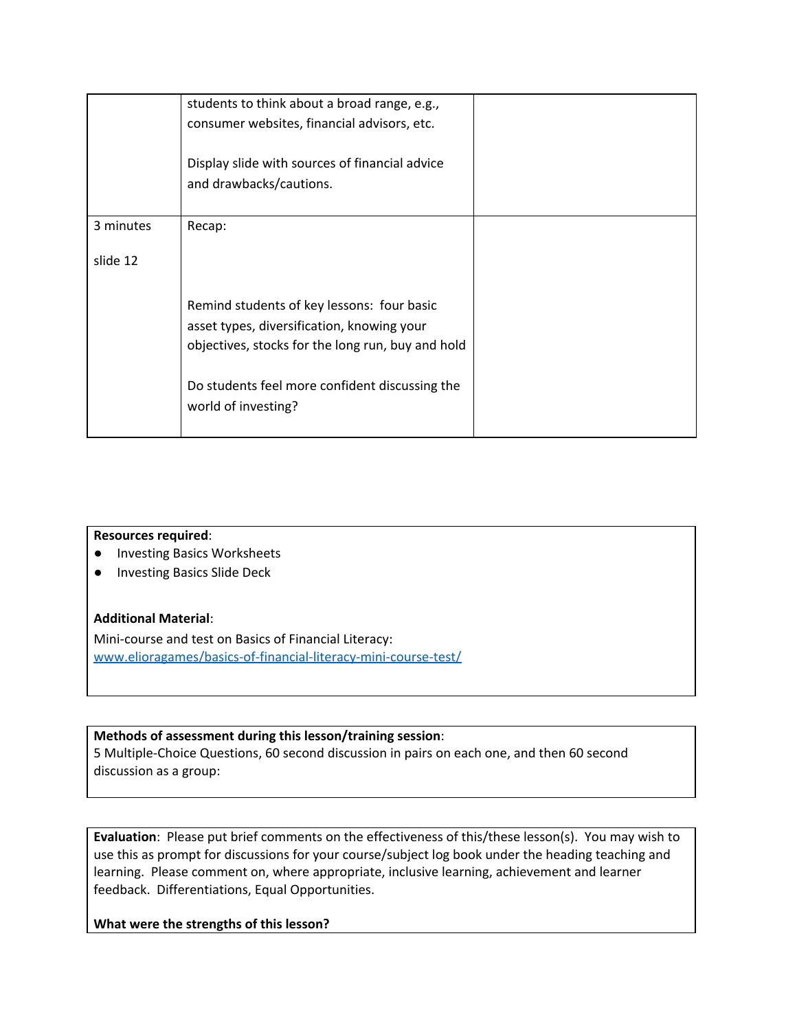| | | |
|---|---|---|
| | students to think about a broad range, e.g., consumer websites, financial advisors, etc.<br><br>Display slide with sources of financial advice and drawbacks/cautions. | |
| 3 minutes<br><br>slide 12 | Recap:<br><br><br>Remind students of key lessons: four basic asset types, diversification, knowing your objectives, stocks for the long run, buy and hold<br><br>Do students feel more confident discussing the world of investing? | |

**Resources required**:

- Investing Basics Worksheets
- Investing Basics Slide Deck

**Additional Material**:

Mini-course and test on Basics of Financial Literacy:
[www.elioragames/basics-of-financial-literacy-mini-course-test/](www.elioragames/basics-of-financial-literacy-mini-course-test/)

**Methods of assessment during this lesson/training session**:
5 Multiple-Choice Questions, 60 second discussion in pairs on each one, and then 60 second discussion as a group:

**Evaluation**: Please put brief comments on the effectiveness of this/these lesson(s). You may wish to use this as prompt for discussions for your course/subject log book under the heading teaching and learning. Please comment on, where appropriate, inclusive learning, achievement and learner feedback. Differentiations, Equal Opportunities.

**What were the strengths of this lesson?**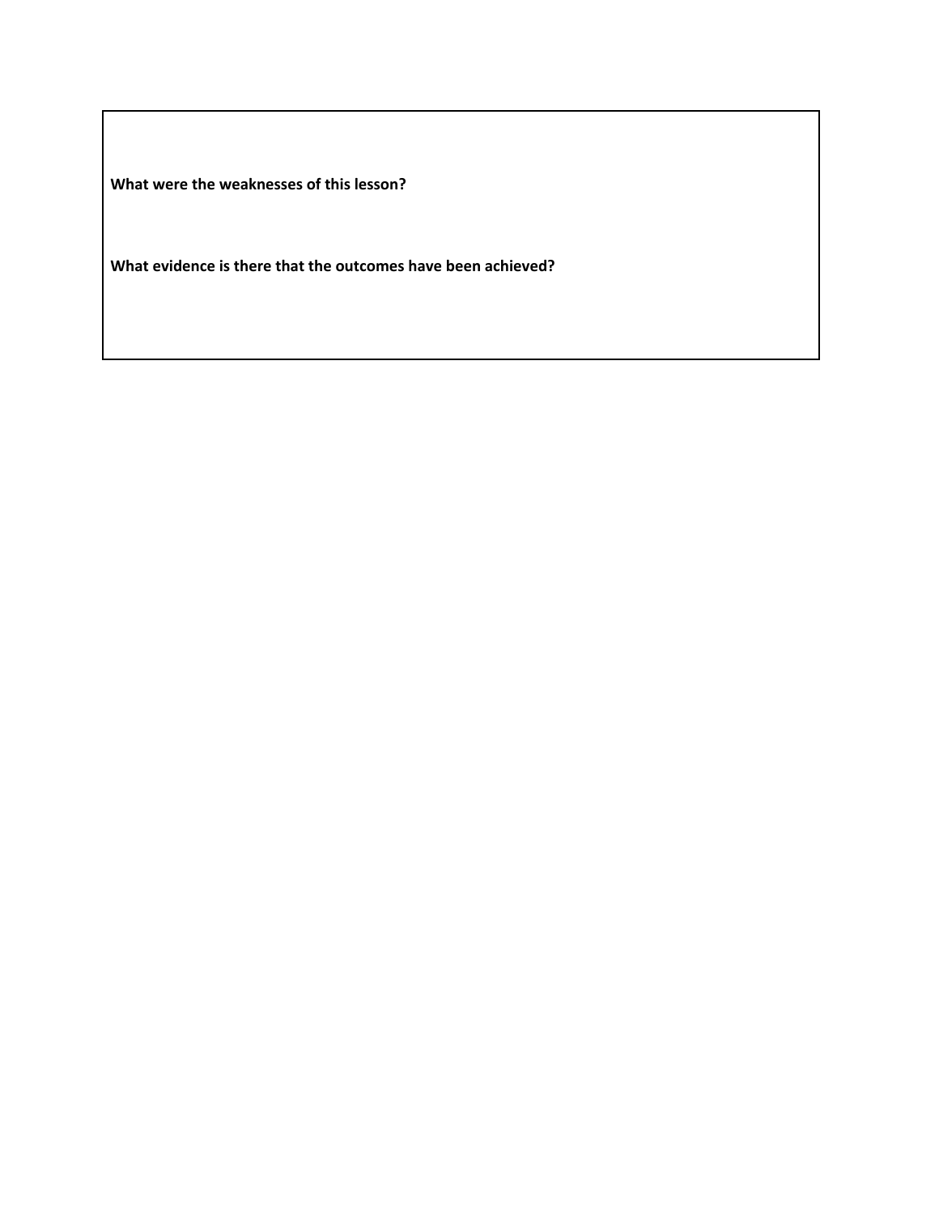**What were the weaknesses of this lesson?**

**What evidence is there that the outcomes have been achieved?**